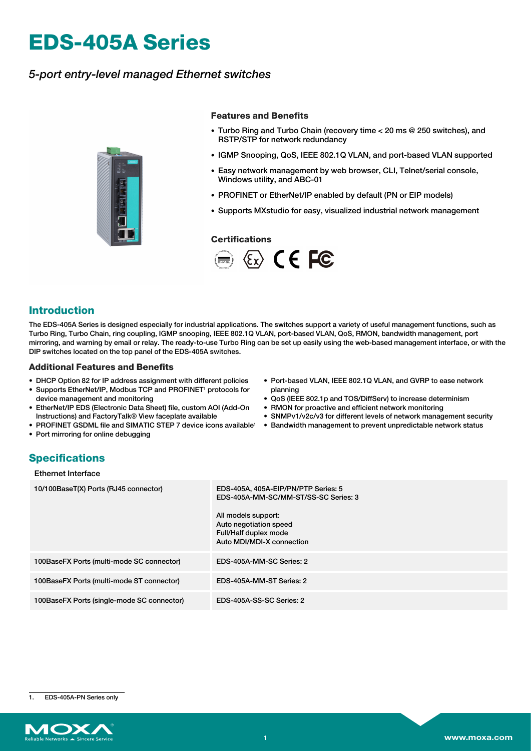# EDS-405A Series

*5-port entry-level managed Ethernet switches*

### Features and Benefits

- Turbo Ring and Turbo Chain (recovery time < 20 ms @ 250 switches), and RSTP/STP for network redundancy
- IGMP Snooping, QoS, IEEE 802.1Q VLAN, and port-based VLAN supported
- Easy network management by web browser, CLI, Telnet/serial console, Windows utility, and ABC-01
- PROFINET or EtherNet/IP enabled by default (PN or EIP models)
- Supports MXstudio for easy, visualized industrial network management

### Certifications

## Introduction

The EDS-405A Series is designed especially for industrial applications. The switches support a variety of useful management functions, such as Turbo Ring, Turbo Chain, ring coupling, IGMP snooping, IEEE 802.1Q VLAN, port-based VLAN, QoS, RMON, bandwidth management, port mirroring, and warning by email or relay. The ready-to-use Turbo Ring can be set up easily using the web-based management interface, or with the DIP switches located on the top panel of the EDS-405A switches.

### Additional Features and Benefits

- DHCP Option 82 for IP address assignment with different policies
- Supports EtherNet/IP, Modbus TCP and PROFINET[1] protocols for device management and monitoring
- EtherNet/IP EDS (Electronic Data Sheet) file, custom AOI (Add-On Instructions) and FactoryTalk® View faceplate available
- PROFINET GSDML file and SIMATIC STEP 7 device icons available[1]
- Port mirroring for online debugging
- Port-based VLAN, IEEE 802.1Q VLAN, and GVRP to ease network planning
- QoS (IEEE 802.1p and TOS/DiffServ) to increase determinism
- RMON for proactive and efficient network monitoring
- SNMPv1/v2c/v3 for different levels of network management security
- Bandwidth management to prevent unpredictable network status

## Specifications

### Ethernet Interface

| | |
|---|---|
| 10/100BaseT(X) Ports (RJ45 connector) | EDS-405A, 405A-EIP/PN/PTP Series: 5<br>EDS-405A-MM-SC/MM-ST/SS-SC Series: 3<br><br>All models support:<br>Auto negotiation speed<br>Full/Half duplex mode<br>Auto MDI/MDI-X connection |
| 100BaseFX Ports (multi-mode SC connector) | EDS-405A-MM-SC Series: 2 |
| 100BaseFX Ports (multi-mode ST connector) | EDS-405A-MM-ST Series: 2 |
| 100BaseFX Ports (single-mode SC connector) | EDS-405A-SS-SC Series: 2 |

1. EDS-405A-PN Series only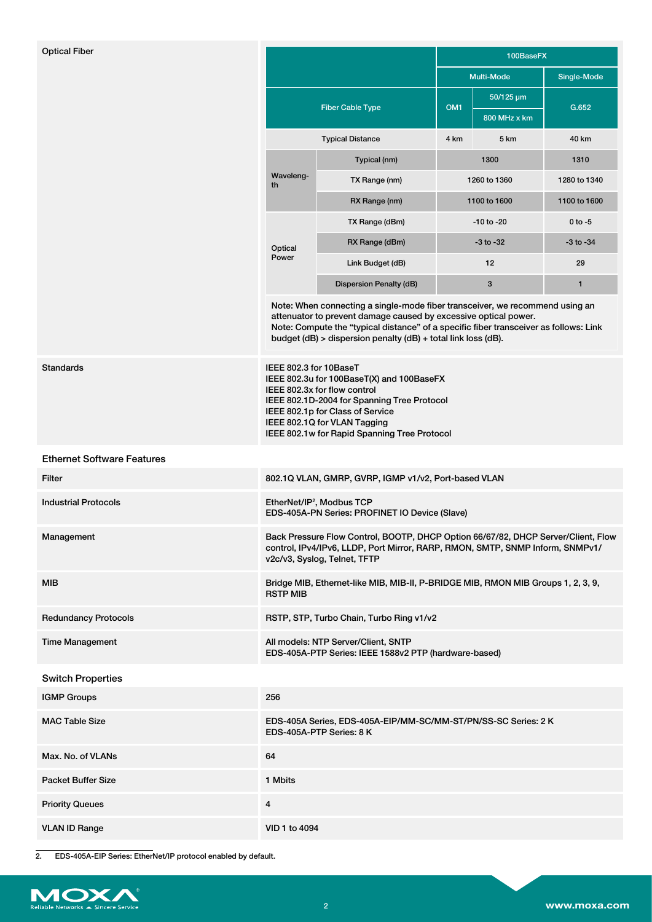**Optical Fiber**

| | | 100BaseFX | | |
|---|---|---|---|---|
| | | Multi-Mode | | Single-Mode |
| Fiber Cable Type | | OM1 | 50/125 µm 800 MHz x km | G.652 |
| Typical Distance | | 4 km | 5 km | 40 km |
| Wavelength | Typical (nm) | 1300 | | 1310 |
| | TX Range (nm) | 1260 to 1360 | | 1280 to 1340 |
| | RX Range (nm) | 1100 to 1600 | | 1100 to 1600 |
| Optical Power | TX Range (dBm) | -10 to -20 | | 0 to -5 |
| | RX Range (dBm) | -3 to -32 | | -3 to -34 |
| | Link Budget (dB) | 12 | | 29 |
| | Dispersion Penalty (dB) | 3 | | 1 |

Note: When connecting a single-mode fiber transceiver, we recommend using an attenuator to prevent damage caused by excessive optical power.
Note: Compute the "typical distance" of a specific fiber transceiver as follows: Link budget (dB) > dispersion penalty (dB) + total link loss (dB).

| | |
|---|---|
| Standards | IEEE 802.3 for 10BaseT<br>IEEE 802.3u for 100BaseT(X) and 100BaseFX<br>IEEE 802.3x for flow control<br>IEEE 802.1D-2004 for Spanning Tree Protocol<br>IEEE 802.1p for Class of Service<br>IEEE 802.1Q for VLAN Tagging<br>IEEE 802.1w for Rapid Spanning Tree Protocol |

## Ethernet Software Features

| | |
|---|---|
| Filter | 802.1Q VLAN, GMRP, GVRP, IGMP v1/v2, Port-based VLAN |
| Industrial Protocols | EtherNet/IP[2], Modbus TCP<br>EDS-405A-PN Series: PROFINET IO Device (Slave) |
| Management | Back Pressure Flow Control, BOOTP, DHCP Option 66/67/82, DHCP Server/Client, Flow control, IPv4/IPv6, LLDP, Port Mirror, RARP, RMON, SMTP, SNMP Inform, SNMPv1/v2c/v3, Syslog, Telnet, TFTP |
| MIB | Bridge MIB, Ethernet-like MIB, MIB-II, P-BRIDGE MIB, RMON MIB Groups 1, 2, 3, 9, RSTP MIB |
| Redundancy Protocols | RSTP, STP, Turbo Chain, Turbo Ring v1/v2 |
| Time Management | All models: NTP Server/Client, SNTP<br>EDS-405A-PTP Series: IEEE 1588v2 PTP (hardware-based) |

## Switch Properties

| | |
|---|---|
| IGMP Groups | 256 |
| MAC Table Size | EDS-405A Series, EDS-405A-EIP/MM-SC/MM-ST/PN/SS-SC Series: 2 K<br>EDS-405A-PTP Series: 8 K |
| Max. No. of VLANs | 64 |
| Packet Buffer Size | 1 Mbits |
| Priority Queues | 4 |
| VLAN ID Range | VID 1 to 4094 |

2. EDS-405A-EIP Series: EtherNet/IP protocol enabled by default.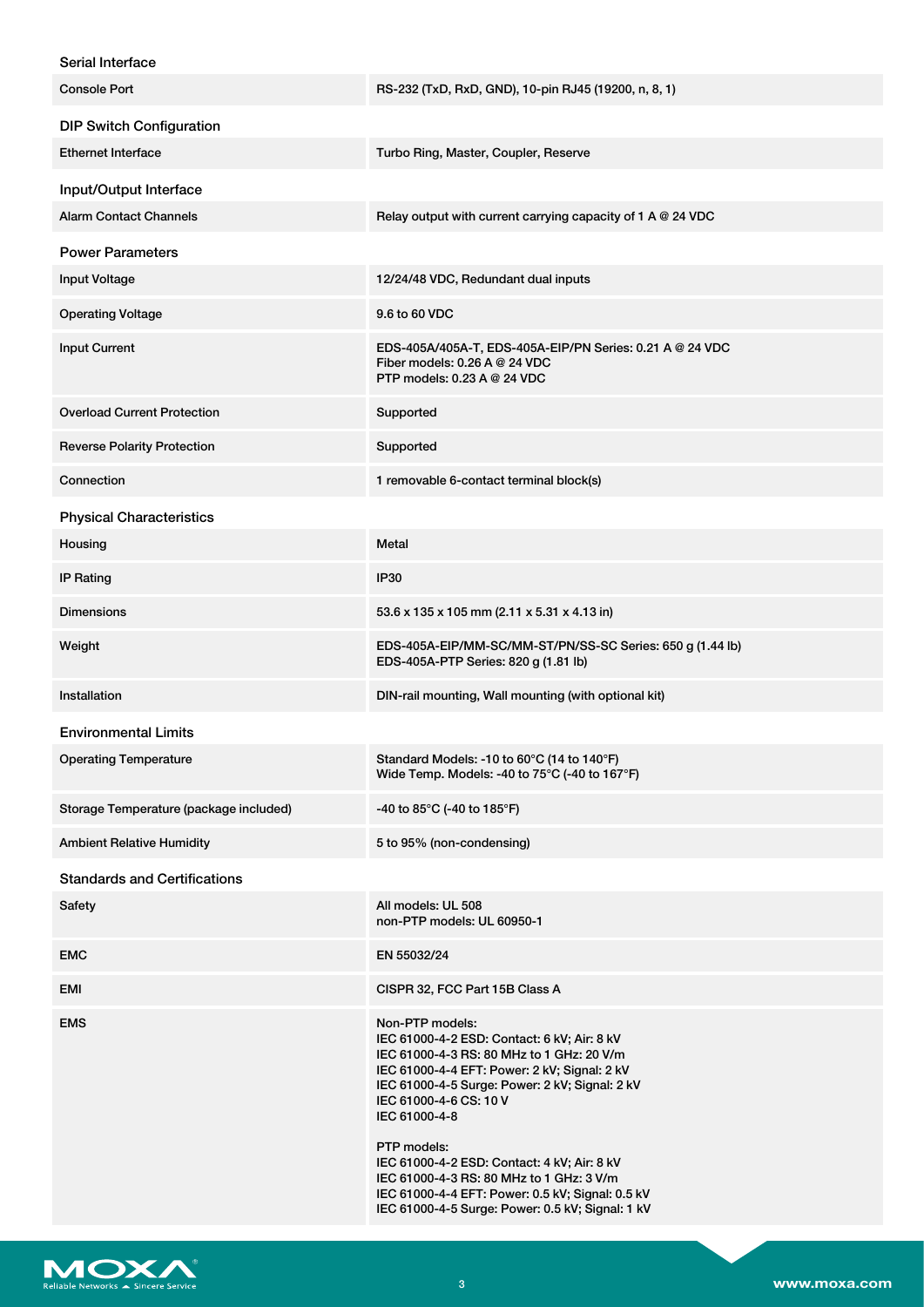## Serial Interface

| | |
|---|---|
| Console Port | RS-232 (TxD, RxD, GND), 10-pin RJ45 (19200, n, 8, 1) |

## DIP Switch Configuration

| | |
|---|---|
| Ethernet Interface | Turbo Ring, Master, Coupler, Reserve |

## Input/Output Interface

| | |
|---|---|
| Alarm Contact Channels | Relay output with current carrying capacity of 1 A @ 24 VDC |

## Power Parameters

| | |
|---|---|
| Input Voltage | 12/24/48 VDC, Redundant dual inputs |
| Operating Voltage | 9.6 to 60 VDC |
| Input Current | EDS-405A/405A-T, EDS-405A-EIP/PN Series: 0.21 A @ 24 VDC<br>Fiber models: 0.26 A @ 24 VDC<br>PTP models: 0.23 A @ 24 VDC |
| Overload Current Protection | Supported |
| Reverse Polarity Protection | Supported |
| Connection | 1 removable 6-contact terminal block(s) |

## Physical Characteristics

| | |
|---|---|
| Housing | Metal |
| IP Rating | IP30 |
| Dimensions | 53.6 x 135 x 105 mm (2.11 x 5.31 x 4.13 in) |
| Weight | EDS-405A-EIP/MM-SC/MM-ST/PN/SS-SC Series: 650 g (1.44 lb)<br>EDS-405A-PTP Series: 820 g (1.81 lb) |
| Installation | DIN-rail mounting, Wall mounting (with optional kit) |

## Environmental Limits

| | |
|---|---|
| Operating Temperature | Standard Models: -10 to 60°C (14 to 140°F)<br>Wide Temp. Models: -40 to 75°C (-40 to 167°F) |
| Storage Temperature (package included) | -40 to 85°C (-40 to 185°F) |
| Ambient Relative Humidity | 5 to 95% (non-condensing) |

## Standards and Certifications

| | |
|---|---|
| Safety | All models: UL 508<br>non-PTP models: UL 60950-1 |
| EMC | EN 55032/24 |
| EMI | CISPR 32, FCC Part 15B Class A |
| EMS | Non-PTP models:<br>IEC 61000-4-2 ESD: Contact: 6 kV; Air: 8 kV<br>IEC 61000-4-3 RS: 80 MHz to 1 GHz: 20 V/m<br>IEC 61000-4-4 EFT: Power: 2 kV; Signal: 2 kV<br>IEC 61000-4-5 Surge: Power: 2 kV; Signal: 2 kV<br>IEC 61000-4-6 CS: 10 V<br>IEC 61000-4-8<br><br>PTP models:<br>IEC 61000-4-2 ESD: Contact: 4 kV; Air: 8 kV<br>IEC 61000-4-3 RS: 80 MHz to 1 GHz: 3 V/m<br>IEC 61000-4-4 EFT: Power: 0.5 kV; Signal: 0.5 kV<br>IEC 61000-4-5 Surge: Power: 0.5 kV; Signal: 1 kV |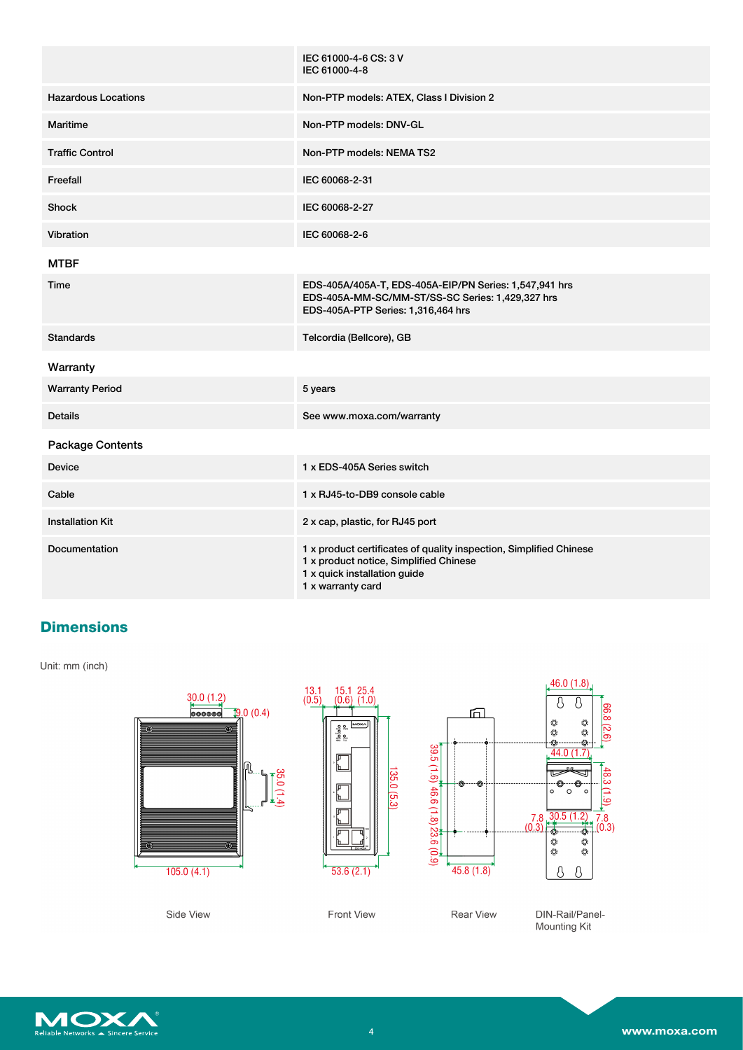| | |
|---|---|
| | IEC 61000-4-6 CS: 3 V<br>IEC 61000-4-8 |
| Hazardous Locations | Non-PTP models: ATEX, Class I Division 2 |
| Maritime | Non-PTP models: DNV-GL |
| Traffic Control | Non-PTP models: NEMA TS2 |
| Freefall | IEC 60068-2-31 |
| Shock | IEC 60068-2-27 |
| Vibration | IEC 60068-2-6 |

## MTBF

| | |
|---|---|
| Time | EDS-405A/405A-T, EDS-405A-EIP/PN Series: 1,547,941 hrs<br>EDS-405A-MM-SC/MM-ST/SS-SC Series: 1,429,327 hrs<br>EDS-405A-PTP Series: 1,316,464 hrs |
| Standards | Telcordia (Bellcore), GB |

## Warranty

| | |
|---|---|
| Warranty Period | 5 years |
| Details | See www.moxa.com/warranty |

## Package Contents

| | |
|---|---|
| Device | 1 x EDS-405A Series switch |
| Cable | 1 x RJ45-to-DB9 console cable |
| Installation Kit | 2 x cap, plastic, for RJ45 port |
| Documentation | 1 x product certificates of quality inspection, Simplified Chinese<br>1 x product notice, Simplified Chinese<br>1 x quick installation guide<br>1 x warranty card |

## Dimensions

Unit: mm (inch)

Side View

Front View

Rear View

DIN-Rail/Panel-Mounting Kit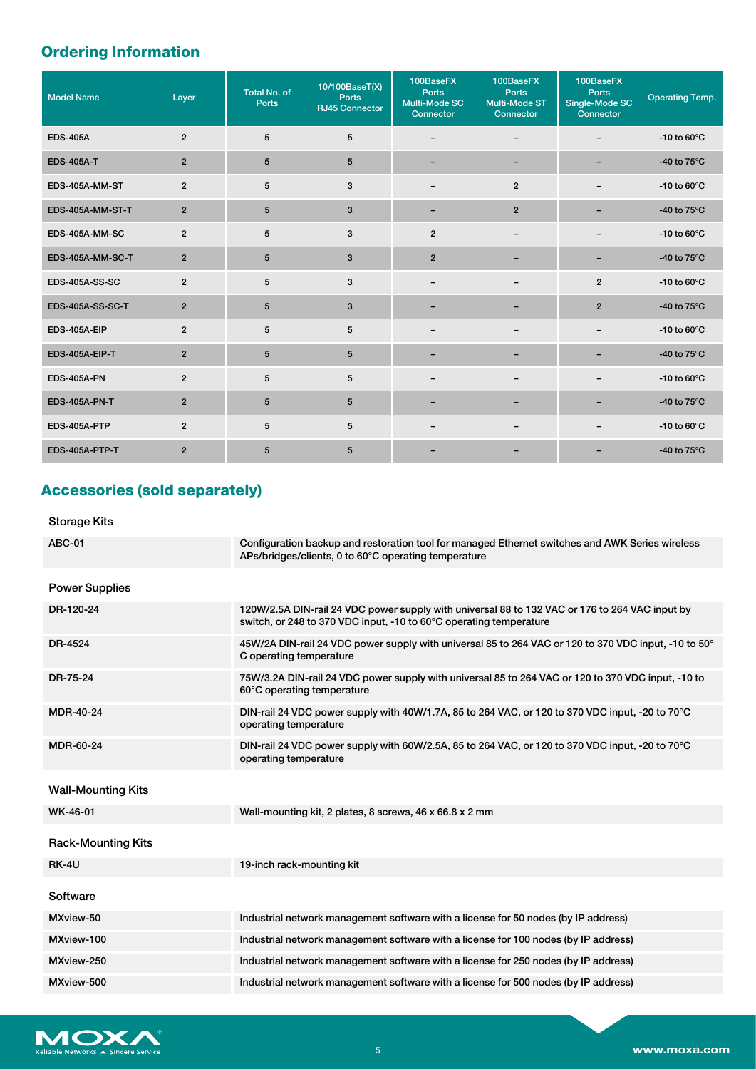## Ordering Information

| Model Name | Layer | Total No. of Ports | 10/100BaseT(X) Ports RJ45 Connector | 100BaseFX Ports Multi-Mode SC Connector | 100BaseFX Ports Multi-Mode ST Connector | 100BaseFX Ports Single-Mode SC Connector | Operating Temp. |
|---|---|---|---|---|---|---|---|
| EDS-405A | 2 | 5 | 5 | – | – | – | -10 to 60°C |
| EDS-405A-T | 2 | 5 | 5 | – | – | – | -40 to 75°C |
| EDS-405A-MM-ST | 2 | 5 | 3 | – | 2 | – | -10 to 60°C |
| EDS-405A-MM-ST-T | 2 | 5 | 3 | – | 2 | – | -40 to 75°C |
| EDS-405A-MM-SC | 2 | 5 | 3 | 2 | – | – | -10 to 60°C |
| EDS-405A-MM-SC-T | 2 | 5 | 3 | 2 | – | – | -40 to 75°C |
| EDS-405A-SS-SC | 2 | 5 | 3 | – | – | 2 | -10 to 60°C |
| EDS-405A-SS-SC-T | 2 | 5 | 3 | – | – | 2 | -40 to 75°C |
| EDS-405A-EIP | 2 | 5 | 5 | – | – | – | -10 to 60°C |
| EDS-405A-EIP-T | 2 | 5 | 5 | – | – | – | -40 to 75°C |
| EDS-405A-PN | 2 | 5 | 5 | – | – | – | -10 to 60°C |
| EDS-405A-PN-T | 2 | 5 | 5 | – | – | – | -40 to 75°C |
| EDS-405A-PTP | 2 | 5 | 5 | – | – | – | -10 to 60°C |
| EDS-405A-PTP-T | 2 | 5 | 5 | – | – | – | -40 to 75°C |

## Accessories (sold separately)

**Storage Kits**

| | |
|---|---|
| ABC-01 | Configuration backup and restoration tool for managed Ethernet switches and AWK Series wireless APs/bridges/clients, 0 to 60°C operating temperature |

**Power Supplies**

| | |
|---|---|
| DR-120-24 | 120W/2.5A DIN-rail 24 VDC power supply with universal 88 to 132 VAC or 176 to 264 VAC input by switch, or 248 to 370 VDC input, -10 to 60°C operating temperature |
| DR-4524 | 45W/2A DIN-rail 24 VDC power supply with universal 85 to 264 VAC or 120 to 370 VDC input, -10 to 50°C operating temperature |
| DR-75-24 | 75W/3.2A DIN-rail 24 VDC power supply with universal 85 to 264 VAC or 120 to 370 VDC input, -10 to 60°C operating temperature |
| MDR-40-24 | DIN-rail 24 VDC power supply with 40W/1.7A, 85 to 264 VAC, or 120 to 370 VDC input, -20 to 70°C operating temperature |
| MDR-60-24 | DIN-rail 24 VDC power supply with 60W/2.5A, 85 to 264 VAC, or 120 to 370 VDC input, -20 to 70°C operating temperature |

**Wall-Mounting Kits**

| | |
|---|---|
| WK-46-01 | Wall-mounting kit, 2 plates, 8 screws, 46 x 66.8 x 2 mm |

**Rack-Mounting Kits**

| | |
|---|---|
| RK-4U | 19-inch rack-mounting kit |

**Software**

| | |
|---|---|
| MXview-50 | Industrial network management software with a license for 50 nodes (by IP address) |
| MXview-100 | Industrial network management software with a license for 100 nodes (by IP address) |
| MXview-250 | Industrial network management software with a license for 250 nodes (by IP address) |
| MXview-500 | Industrial network management software with a license for 500 nodes (by IP address) |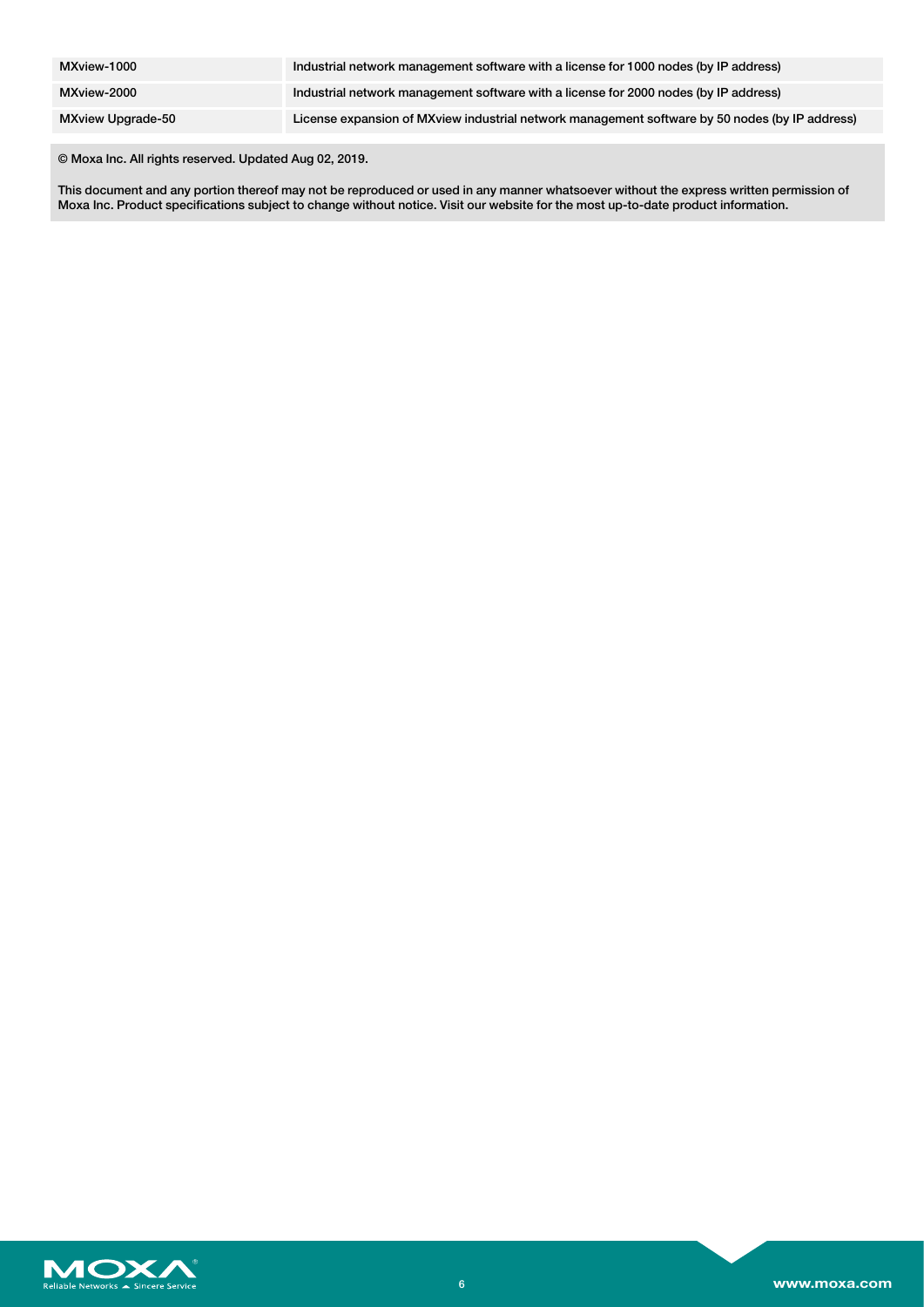| | |
|---|---|
| MXview-1000 | Industrial network management software with a license for 1000 nodes (by IP address) |
| MXview-2000 | Industrial network management software with a license for 2000 nodes (by IP address) |
| MXview Upgrade-50 | License expansion of MXview industrial network management software by 50 nodes (by IP address) |

© Moxa Inc. All rights reserved. Updated Aug 02, 2019.

This document and any portion thereof may not be reproduced or used in any manner whatsoever without the express written permission of Moxa Inc. Product specifications subject to change without notice. Visit our website for the most up-to-date product information.